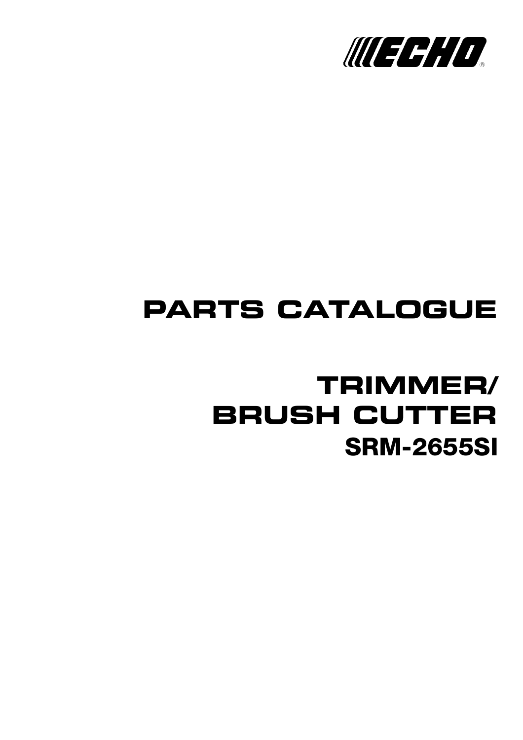ECHO®

# PARTS CATALOGUE

# TRIMMER/ BRUSH CUTTER

## SRM-2655SI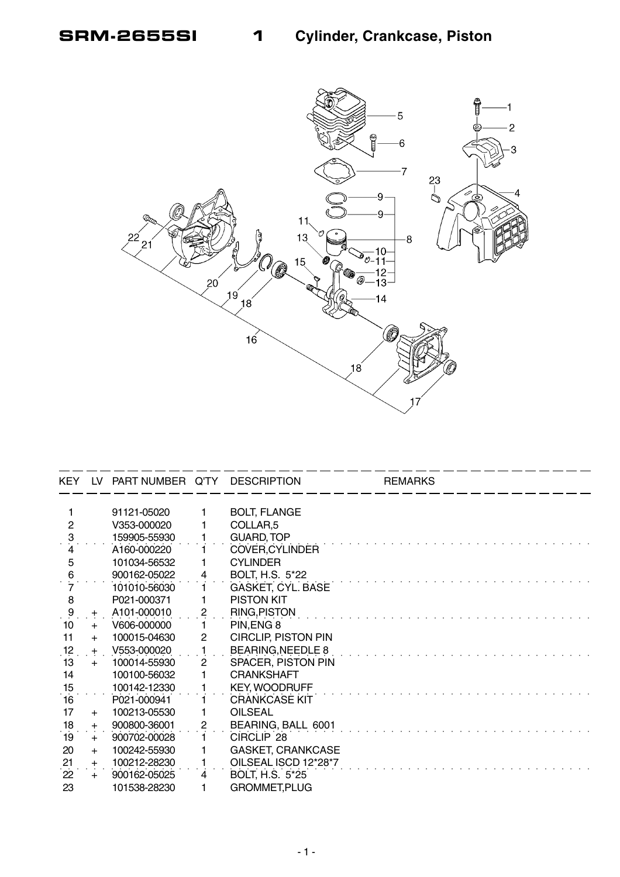# SRM-2655SI 1 Cylinder, Crankcase, Piston

| KEY | LV | PART NUMBER | Q'TY | DESCRIPTION | REMARKS |
|---|---|---|---|---|---|
| 1 | | 91121-05020 | 1 | BOLT, FLANGE | |
| 2 | | V353-000020 | 1 | COLLAR,5 | |
| 3 | | 159905-55930 | 1 | GUARD, TOP | |
| 4 | | A160-000220 | 1 | COVER,CYLINDER | |
| 5 | | 101034-56532 | 1 | CYLINDER | |
| 6 | | 900162-05022 | 4 | BOLT, H.S. 5*22 | |
| 7 | | 101010-56030 | 1 | GASKET, CYL. BASE | |
| 8 | | P021-000371 | 1 | PISTON KIT | |
| 9 | + | A101-000010 | 2 | RING,PISTON | |
| 10 | + | V606-000000 | 1 | PIN,ENG 8 | |
| 11 | + | 100015-04630 | 2 | CIRCLIP, PISTON PIN | |
| 12 | + | V553-000020 | 1 | BEARING,NEEDLE 8 | |
| 13 | + | 100014-55930 | 2 | SPACER, PISTON PIN | |
| 14 | | 100100-56032 | 1 | CRANKSHAFT | |
| 15 | | 100142-12330 | 1 | KEY, WOODRUFF | |
| 16 | | P021-000941 | 1 | CRANKCASE KIT | |
| 17 | + | 100213-05530 | 1 | OILSEAL | |
| 18 | + | 900800-36001 | 2 | BEARING, BALL 6001 | |
| 19 | + | 900702-00028 | 1 | CIRCLIP 28 | |
| 20 | + | 100242-55930 | 1 | GASKET, CRANKCASE | |
| 21 | + | 100212-28230 | 1 | OILSEAL ISCD 12*28*7 | |
| 22 | + | 900162-05025 | 4 | BOLT, H.S. 5*25 | |
| 23 | | 101538-28230 | 1 | GROMMET,PLUG | |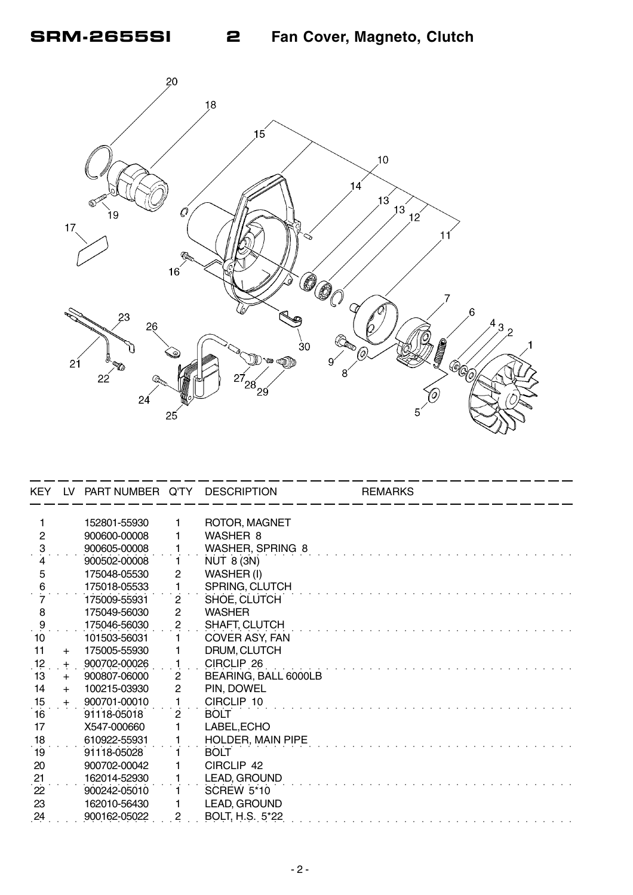# SRM-2655SI 2 Fan Cover, Magneto, Clutch

| KEY | LV | PART NUMBER | Q'TY | DESCRIPTION | REMARKS |
|---|---|---|---|---|---|
| 1 | | 152801-55930 | 1 | ROTOR, MAGNET | |
| 2 | | 900600-00008 | 1 | WASHER 8 | |
| 3 | | 900605-00008 | 1 | WASHER, SPRING 8 | |
| 4 | | 900502-00008 | 1 | NUT 8 (3N) | |
| 5 | | 175048-05530 | 2 | WASHER (I) | |
| 6 | | 175018-05533 | 1 | SPRING, CLUTCH | |
| 7 | | 175009-55931 | 2 | SHOE, CLUTCH | |
| 8 | | 175049-56030 | 2 | WASHER | |
| 9 | | 175046-56030 | 2 | SHAFT, CLUTCH | |
| 10 | | 101503-56031 | 1 | COVER ASY, FAN | |
| 11 | + | 175005-55930 | 1 | DRUM, CLUTCH | |
| 12 | + | 900702-00026 | 1 | CIRCLIP 26 | |
| 13 | + | 900807-06000 | 2 | BEARING, BALL 6000LB | |
| 14 | + | 100215-03930 | 2 | PIN, DOWEL | |
| 15 | + | 900701-00010 | 1 | CIRCLIP 10 | |
| 16 | | 91118-05018 | 2 | BOLT | |
| 17 | | X547-000660 | 1 | LABEL,ECHO | |
| 18 | | 610922-55931 | 1 | HOLDER, MAIN PIPE | |
| 19 | | 91118-05028 | 1 | BOLT | |
| 20 | | 900702-00042 | 1 | CIRCLIP 42 | |
| 21 | | 162014-52930 | 1 | LEAD, GROUND | |
| 22 | | 900242-05010 | 1 | SCREW 5*10 | |
| 23 | | 162010-56430 | 1 | LEAD, GROUND | |
| 24 | | 900162-05022 | 2 | BOLT, H.S. 5*22 | |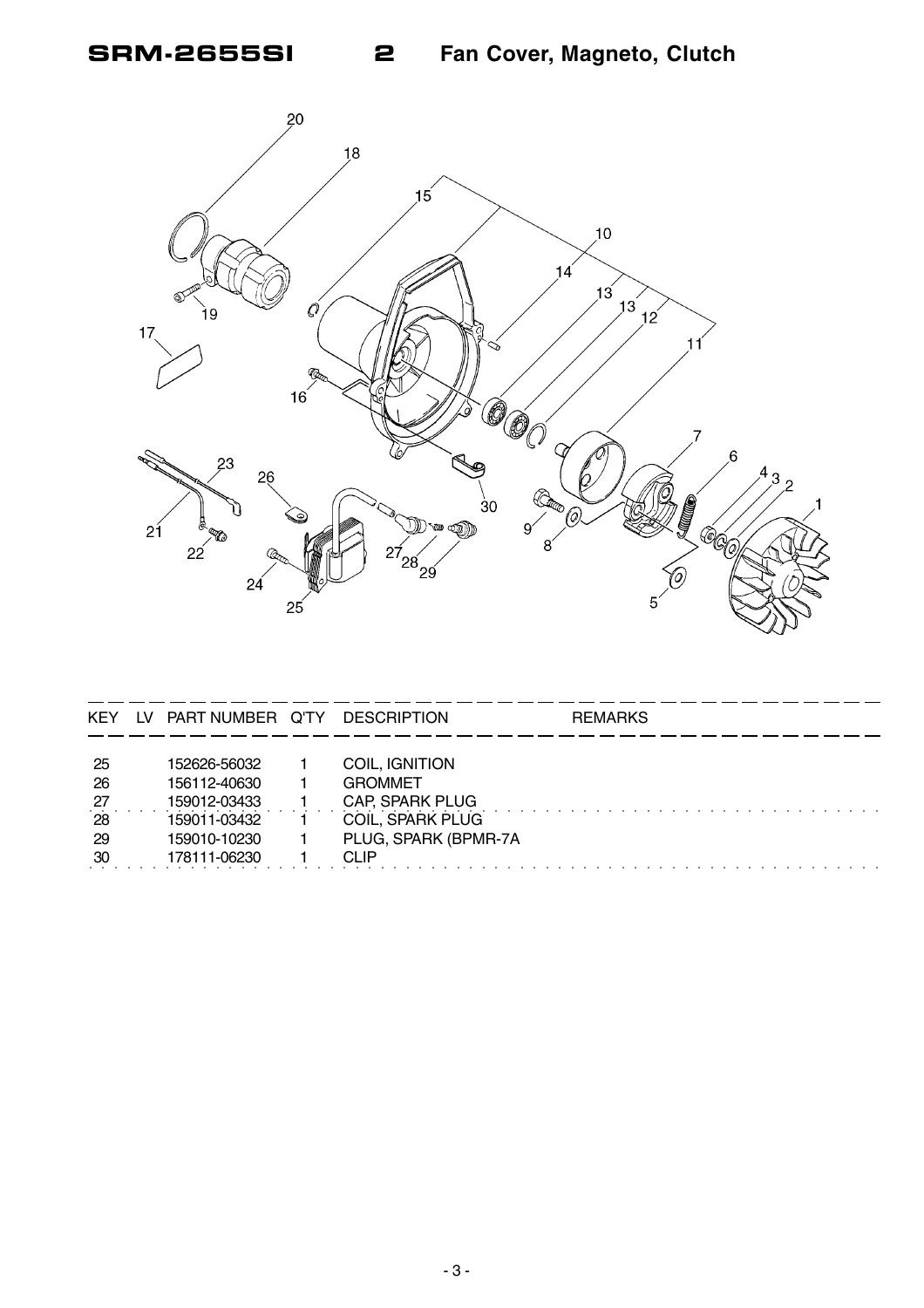# SRM-2655SI 2 Fan Cover, Magneto, Clutch

| KEY | LV | PART NUMBER | Q'TY | DESCRIPTION | REMARKS |
|---|---|---|---|---|---|
| 25 | | 152626-56032 | 1 | COIL, IGNITION | |
| 26 | | 156112-40630 | 1 | GROMMET | |
| 27 | | 159012-03433 | 1 | CAP, SPARK PLUG | |
| 28 | | 159011-03432 | 1 | COIL, SPARK PLUG | |
| 29 | | 159010-10230 | 1 | PLUG, SPARK (BPMR-7A | |
| 30 | | 178111-06230 | 1 | CLIP | |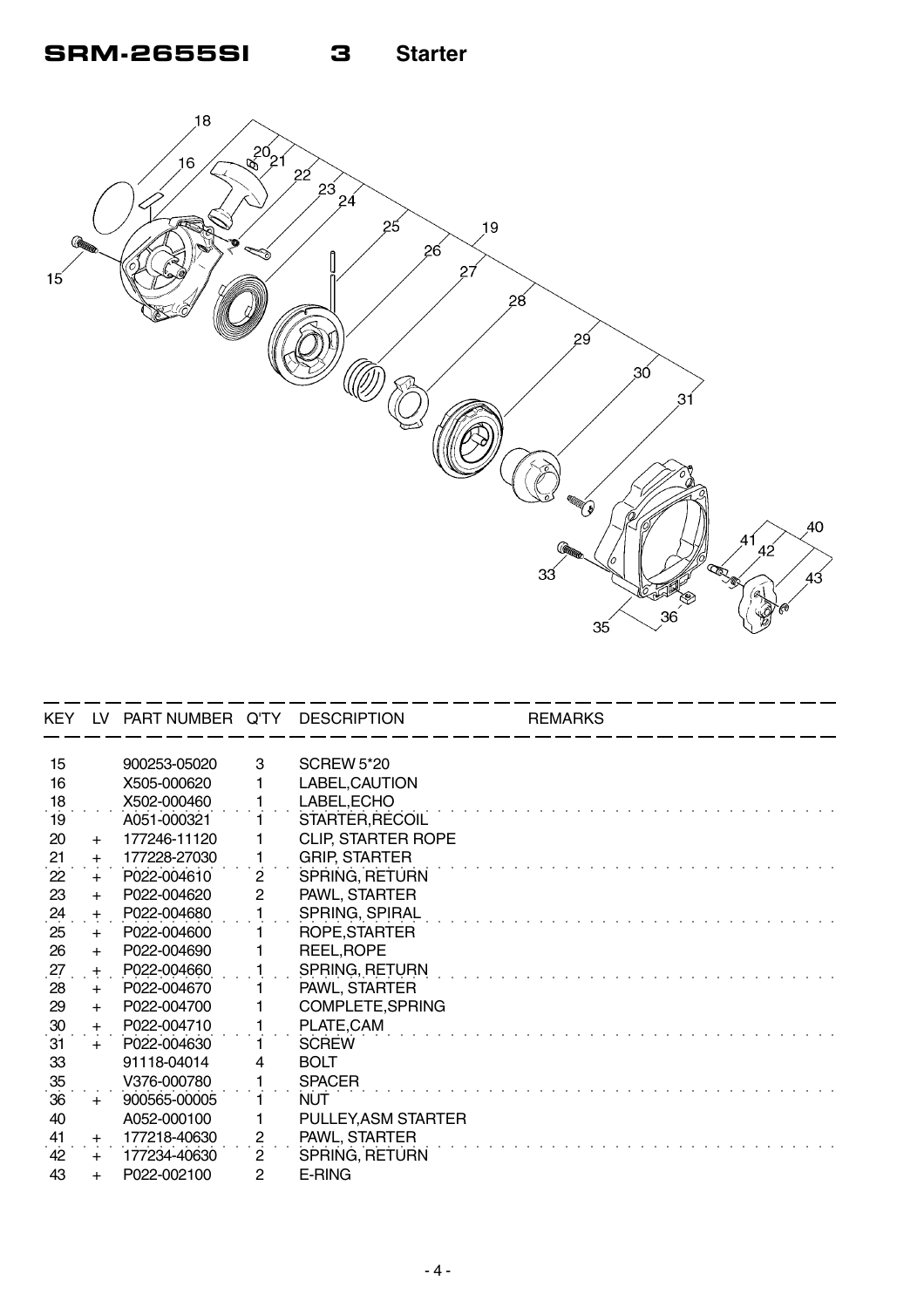# SRM-2655SI 3 Starter

| KEY | LV | PART NUMBER | Q'TY | DESCRIPTION | REMARKS |
|---|---|---|---|---|---|
| 15 | | 900253-05020 | 3 | SCREW 5*20 | |
| 16 | | X505-000620 | 1 | LABEL,CAUTION | |
| 18 | | X502-000460 | 1 | LABEL,ECHO | |
| 19 | | A051-000321 | 1 | STARTER,RECOIL | |
| 20 | + | 177246-11120 | 1 | CLIP, STARTER ROPE | |
| 21 | + | 177228-27030 | 1 | GRIP, STARTER | |
| 22 | + | P022-004610 | 2 | SPRING, RETURN | |
| 23 | + | P022-004620 | 2 | PAWL, STARTER | |
| 24 | + | P022-004680 | 1 | SPRING, SPIRAL | |
| 25 | + | P022-004600 | 1 | ROPE,STARTER | |
| 26 | + | P022-004690 | 1 | REEL,ROPE | |
| 27 | + | P022-004660 | 1 | SPRING, RETURN | |
| 28 | + | P022-004670 | 1 | PAWL, STARTER | |
| 29 | + | P022-004700 | 1 | COMPLETE,SPRING | |
| 30 | + | P022-004710 | 1 | PLATE,CAM | |
| 31 | + | P022-004630 | 1 | SCREW | |
| 33 | | 91118-04014 | 4 | BOLT | |
| 35 | | V376-000780 | 1 | SPACER | |
| 36 | + | 900565-00005 | 1 | NUT | |
| 40 | | A052-000100 | 1 | PULLEY,ASM STARTER | |
| 41 | + | 177218-40630 | 2 | PAWL, STARTER | |
| 42 | + | 177234-40630 | 2 | SPRING, RETURN | |
| 43 | + | P022-002100 | 2 | E-RING | |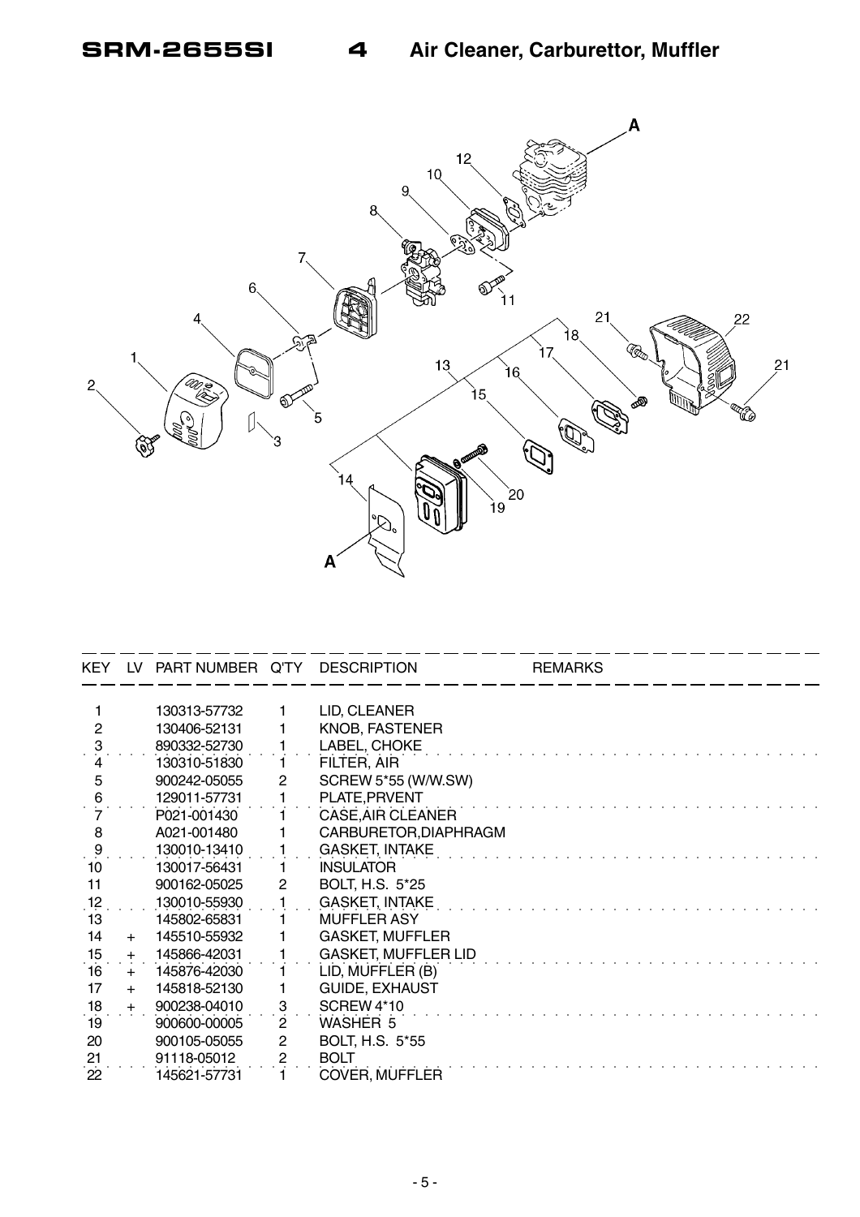# SRM-2655SI 4 Air Cleaner, Carburettor, Muffler

| KEY | LV | PART NUMBER | Q'TY | DESCRIPTION | REMARKS |
|---|---|---|---|---|---|
| 1 | | 130313-57732 | 1 | LID, CLEANER | |
| 2 | | 130406-52131 | 1 | KNOB, FASTENER | |
| 3 | | 890332-52730 | 1 | LABEL, CHOKE | |
| 4 | | 130310-51830 | 1 | FILTER, AIR | |
| 5 | | 900242-05055 | 2 | SCREW 5*55 (W/W.SW) | |
| 6 | | 129011-57731 | 1 | PLATE,PRVENT | |
| 7 | | P021-001430 | 1 | CASE,AIR CLEANER | |
| 8 | | A021-001480 | 1 | CARBURETOR,DIAPHRAGM | |
| 9 | | 130010-13410 | 1 | GASKET, INTAKE | |
| 10 | | 130017-56431 | 1 | INSULATOR | |
| 11 | | 900162-05025 | 2 | BOLT, H.S. 5*25 | |
| 12 | | 130010-55930 | 1 | GASKET, INTAKE | |
| 13 | | 145802-65831 | 1 | MUFFLER ASY | |
| 14 | + | 145510-55932 | 1 | GASKET, MUFFLER | |
| 15 | + | 145866-42031 | 1 | GASKET, MUFFLER LID | |
| 16 | + | 145876-42030 | 1 | LID, MUFFLER (B) | |
| 17 | + | 145818-52130 | 1 | GUIDE, EXHAUST | |
| 18 | + | 900238-04010 | 3 | SCREW 4*10 | |
| 19 | | 900600-00005 | 2 | WASHER 5 | |
| 20 | | 900105-05055 | 2 | BOLT, H.S. 5*55 | |
| 21 | | 91118-05012 | 2 | BOLT | |
| 22 | | 145621-57731 | 1 | COVER, MUFFLER | |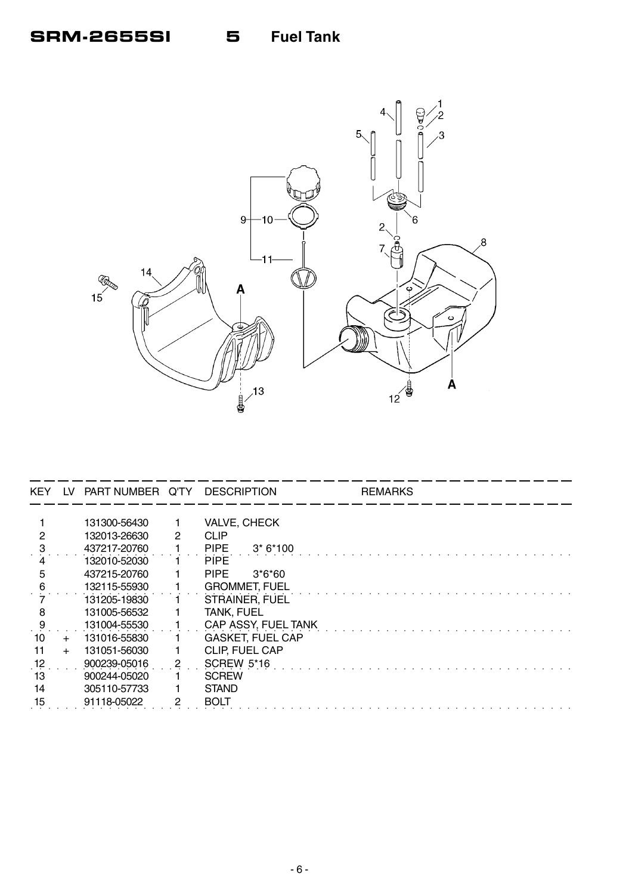# SRM-2655SI 5 Fuel Tank

| KEY | LV | PART NUMBER | Q'TY | DESCRIPTION | REMARKS |
|---|---|---|---|---|---|
| 1 | | 131300-56430 | 1 | VALVE, CHECK | |
| 2 | | 132013-26630 | 2 | CLIP | |
| 3 | | 437217-20760 | 1 | PIPE 3* 6*100 | |
| 4 | | 132010-52030 | 1 | PIPE | |
| 5 | | 437215-20760 | 1 | PIPE 3*6*60 | |
| 6 | | 132115-55930 | 1 | GROMMET, FUEL | |
| 7 | | 131205-19830 | 1 | STRAINER, FUEL | |
| 8 | | 131005-56532 | 1 | TANK, FUEL | |
| 9 | | 131004-55530 | 1 | CAP ASSY, FUEL TANK | |
| 10 | + | 131016-55830 | 1 | GASKET, FUEL CAP | |
| 11 | + | 131051-56030 | 1 | CLIP, FUEL CAP | |
| 12 | | 900239-05016 | 2 | SCREW 5*16 | |
| 13 | | 900244-05020 | 1 | SCREW | |
| 14 | | 305110-57733 | 1 | STAND | |
| 15 | | 91118-05022 | 2 | BOLT | |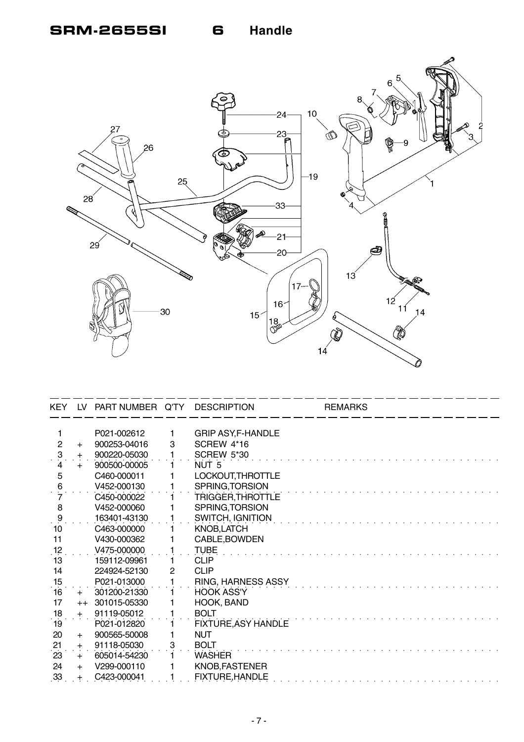# SRM-2655SI 6 Handle

| KEY | LV | PART NUMBER | Q'TY | DESCRIPTION | REMARKS |
|---|---|---|---|---|---|
| 1 | | P021-002612 | 1 | GRIP ASY,F-HANDLE | |
| 2 | + | 900253-04016 | 3 | SCREW 4*16 | |
| 3 | + | 900220-05030 | 1 | SCREW 5*30 | |
| 4 | + | 900500-00005 | 1 | NUT 5 | |
| 5 | | C460-000011 | 1 | LOCKOUT,THROTTLE | |
| 6 | | V452-000130 | 1 | SPRING,TORSION | |
| 7 | | C450-000022 | 1 | TRIGGER,THROTTLE | |
| 8 | | V452-000060 | 1 | SPRING,TORSION | |
| 9 | | 163401-43130 | 1 | SWITCH, IGNITION | |
| 10 | | C463-000000 | 1 | KNOB,LATCH | |
| 11 | | V430-000362 | 1 | CABLE,BOWDEN | |
| 12 | | V475-000000 | 1 | TUBE | |
| 13 | | 159112-09961 | 1 | CLIP | |
| 14 | | 224924-52130 | 2 | CLIP | |
| 15 | | P021-013000 | 1 | RING, HARNESS ASSY | |
| 16 | + | 301200-21330 | 1 | HOOK ASS'Y | |
| 17 | ++ | 301015-05330 | 1 | HOOK, BAND | |
| 18 | + | 91119-05012 | 1 | BOLT | |
| 19 | | P021-012820 | 1 | FIXTURE,ASY HANDLE | |
| 20 | + | 900565-50008 | 1 | NUT | |
| 21 | + | 91118-05030 | 3 | BOLT | |
| 23 | + | 605014-54230 | 1 | WASHER | |
| 24 | + | V299-000110 | 1 | KNOB,FASTENER | |
| 33 | + | C423-000041 | 1 | FIXTURE,HANDLE | |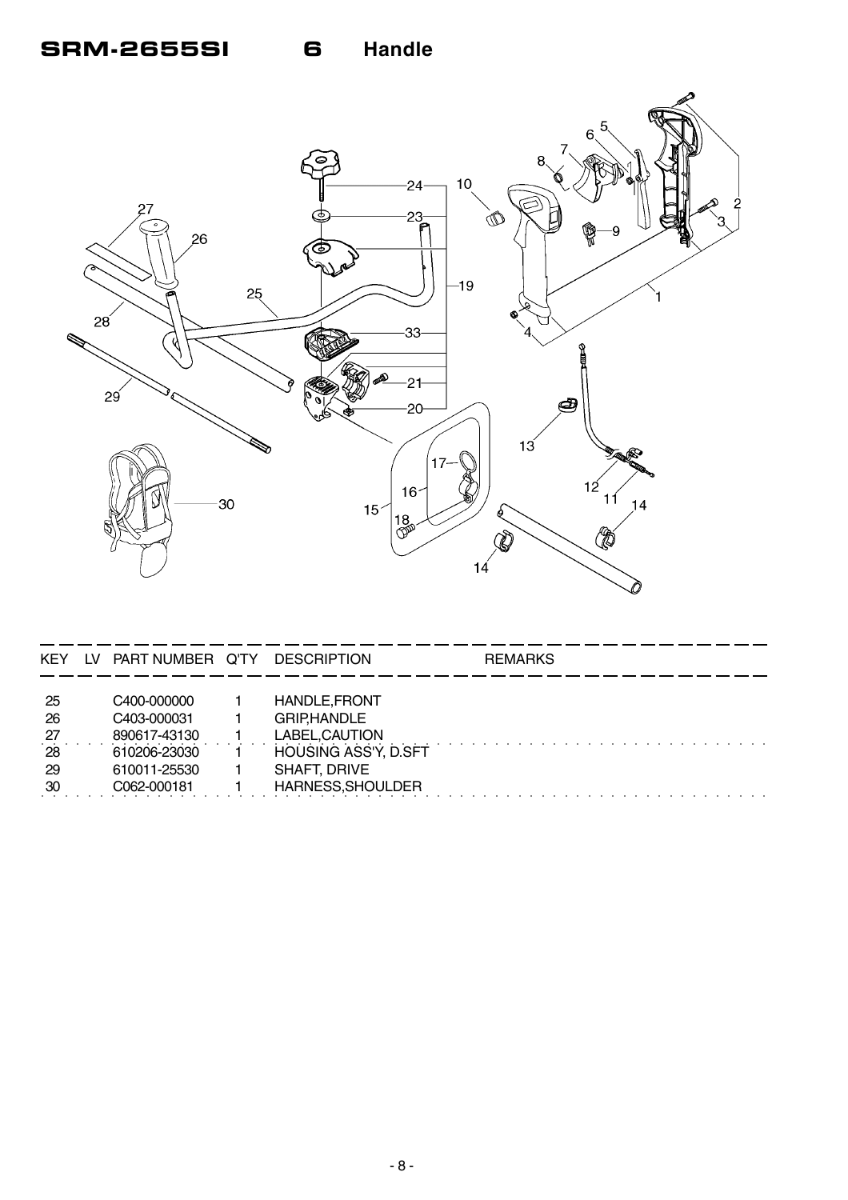# SRM-2655SI 6 Handle

| KEY | LV | PART NUMBER | Q'TY | DESCRIPTION | REMARKS |
|---|---|---|---|---|---|
| 25 | | C400-000000 | 1 | HANDLE,FRONT | |
| 26 | | C403-000031 | 1 | GRIP,HANDLE | |
| 27 | | 890617-43130 | 1 | LABEL,CAUTION | |
| 28 | | 610206-23030 | 1 | HOUSING ASS'Y, D.SFT | |
| 29 | | 610011-25530 | 1 | SHAFT, DRIVE | |
| 30 | | C062-000181 | 1 | HARNESS,SHOULDER | |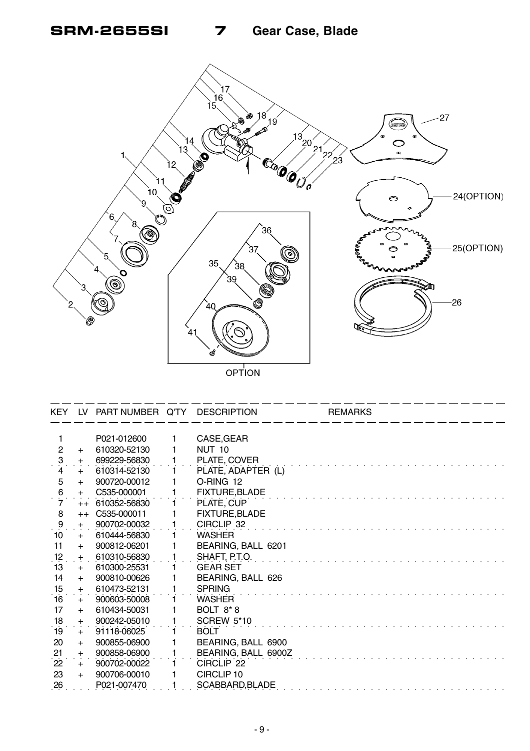# SRM-2655SI 7 Gear Case, Blade

| KEY | LV | PART NUMBER | Q'TY | DESCRIPTION | REMARKS |
|---|---|---|---|---|---|
| 1 | | P021-012600 | 1 | CASE,GEAR | |
| 2 | + | 610320-52130 | 1 | NUT 10 | |
| 3 | + | 699229-56830 | 1 | PLATE, COVER | |
| 4 | + | 610314-52130 | 1 | PLATE, ADAPTER (L) | |
| 5 | + | 900720-00012 | 1 | O-RING 12 | |
| 6 | + | C535-000001 | 1 | FIXTURE,BLADE | |
| 7 | ++ | 610352-56830 | 1 | PLATE, CUP | |
| 8 | ++ | C535-000011 | 1 | FIXTURE,BLADE | |
| 9 | + | 900702-00032 | 1 | CIRCLIP 32 | |
| 10 | + | 610444-56830 | 1 | WASHER | |
| 11 | + | 900812-06201 | 1 | BEARING, BALL 6201 | |
| 12 | + | 610310-56830 | 1 | SHAFT, P.T.O. | |
| 13 | + | 610300-25531 | 1 | GEAR SET | |
| 14 | + | 900810-00626 | 1 | BEARING, BALL 626 | |
| 15 | + | 610473-52131 | 1 | SPRING | |
| 16 | + | 900603-50008 | 1 | WASHER | |
| 17 | + | 610434-50031 | 1 | BOLT 8* 8 | |
| 18 | + | 900242-05010 | 1 | SCREW 5*10 | |
| 19 | + | 91118-06025 | 1 | BOLT | |
| 20 | + | 900855-06900 | 1 | BEARING, BALL 6900 | |
| 21 | + | 900858-06900 | 1 | BEARING, BALL 6900Z | |
| 22 | + | 900702-00022 | 1 | CIRCLIP 22 | |
| 23 | + | 900706-00010 | 1 | CIRCLIP 10 | |
| 26 | | P021-007470 | 1 | SCABBARD,BLADE | |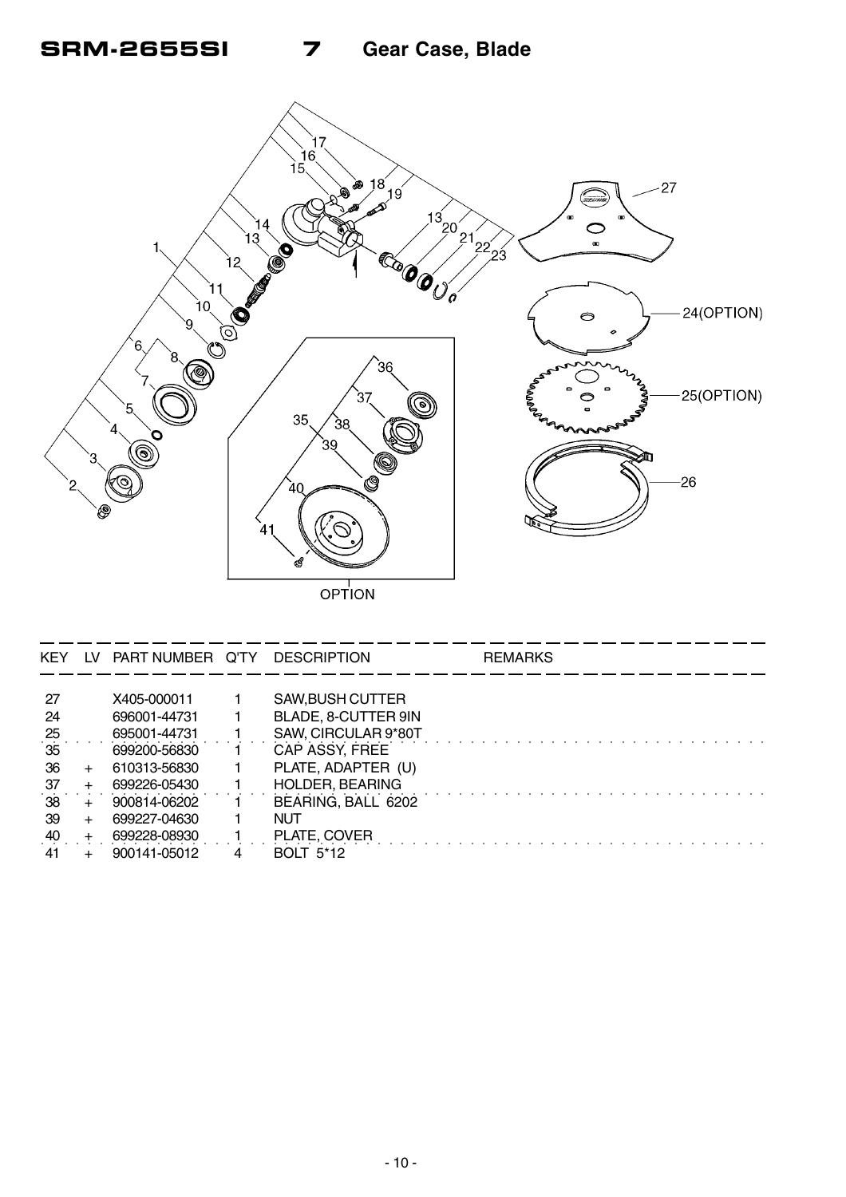# SRM-2655SI 7 Gear Case, Blade

| KEY | LV | PART NUMBER | Q'TY | DESCRIPTION | REMARKS |
|---|---|---|---|---|---|
| 27 | | X405-000011 | 1 | SAW,BUSH CUTTER | |
| 24 | | 696001-44731 | 1 | BLADE, 8-CUTTER 9IN | |
| 25 | | 695001-44731 | 1 | SAW, CIRCULAR 9*80T | |
| 35 | | 699200-56830 | 1 | CAP ASSY, FREE | |
| 36 | + | 610313-56830 | 1 | PLATE, ADAPTER (U) | |
| 37 | + | 699226-05430 | 1 | HOLDER, BEARING | |
| 38 | + | 900814-06202 | 1 | BEARING, BALL 6202 | |
| 39 | + | 699227-04630 | 1 | NUT | |
| 40 | + | 699228-08930 | 1 | PLATE, COVER | |
| 41 | + | 900141-05012 | 4 | BOLT 5*12 | |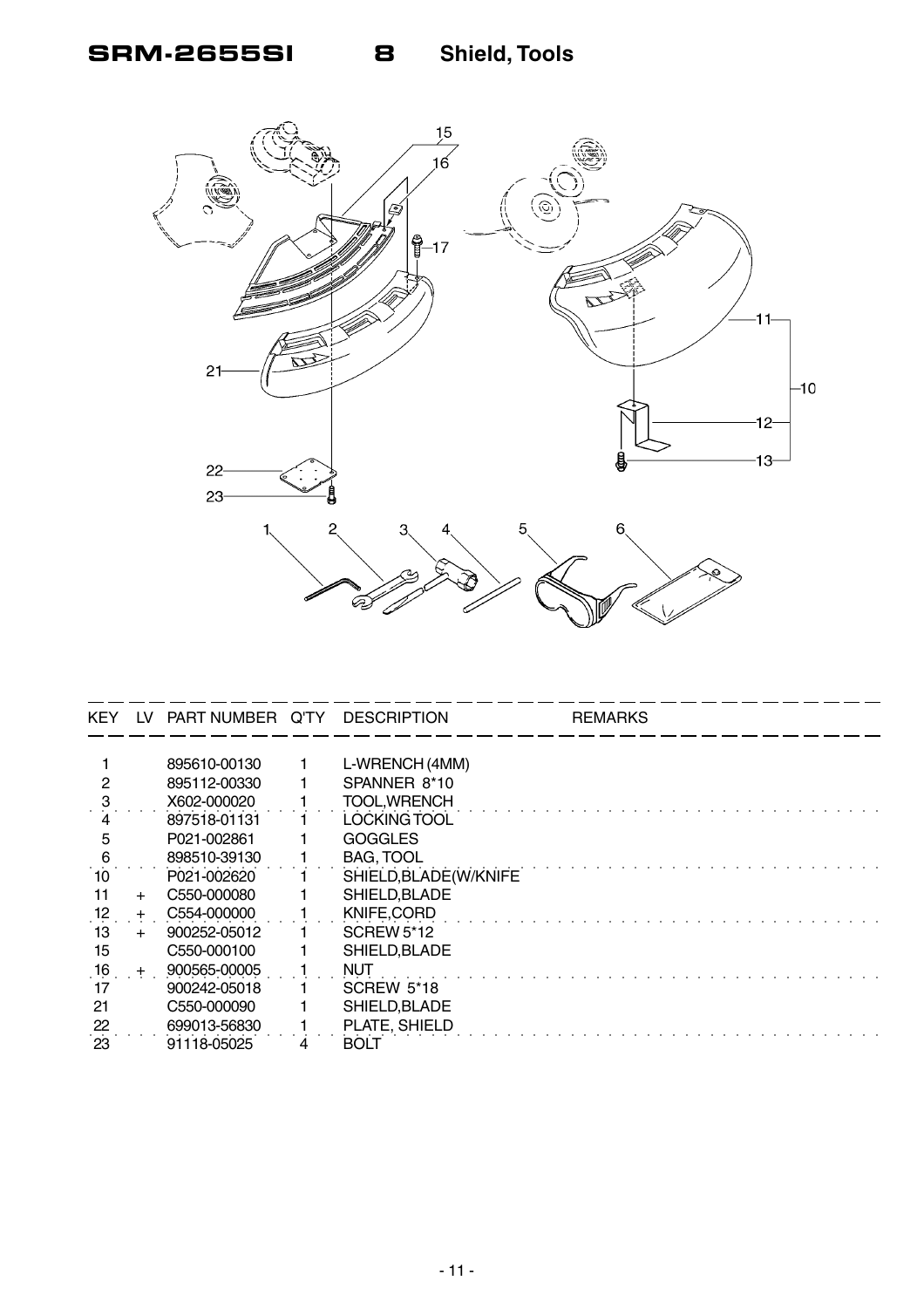# SRM-2655SI 8 Shield, Tools

| KEY | LV | PART NUMBER | Q'TY | DESCRIPTION | REMARKS |
|---|---|---|---|---|---|
| 1 | | 895610-00130 | 1 | L-WRENCH (4MM) | |
| 2 | | 895112-00330 | 1 | SPANNER 8*10 | |
| 3 | | X602-000020 | 1 | TOOL,WRENCH | |
| 4 | | 897518-01131 | 1 | LOCKING TOOL | |
| 5 | | P021-002861 | 1 | GOGGLES | |
| 6 | | 898510-39130 | 1 | BAG, TOOL | |
| 10 | | P021-002620 | 1 | SHIELD,BLADE(W/KNIFE | |
| 11 | + | C550-000080 | 1 | SHIELD,BLADE | |
| 12 | + | C554-000000 | 1 | KNIFE,CORD | |
| 13 | + | 900252-05012 | 1 | SCREW 5*12 | |
| 15 | | C550-000100 | 1 | SHIELD,BLADE | |
| 16 | + | 900565-00005 | 1 | NUT | |
| 17 | | 900242-05018 | 1 | SCREW 5*18 | |
| 21 | | C550-000090 | 1 | SHIELD,BLADE | |
| 22 | | 699013-56830 | 1 | PLATE, SHIELD | |
| 23 | | 91118-05025 | 4 | BOLT | |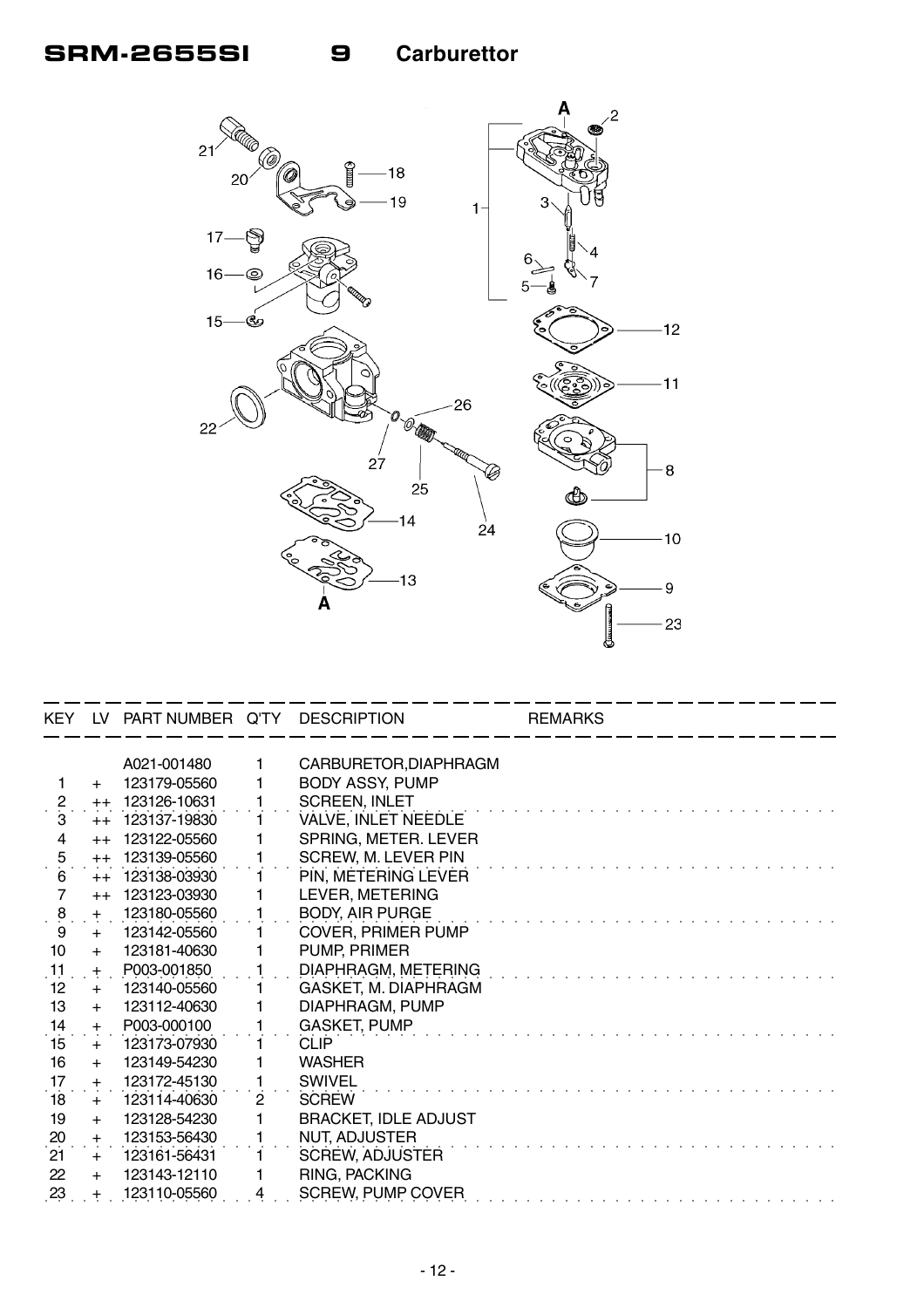# SRM-2655SI 9 Carburettor

| KEY | LV | PART NUMBER | Q'TY | DESCRIPTION | REMARKS |
|---|---|---|---|---|---|
| | | A021-001480 | 1 | CARBURETOR,DIAPHRAGM | |
| 1 | + | 123179-05560 | 1 | BODY ASSY, PUMP | |
| 2 | ++ | 123126-10631 | 1 | SCREEN, INLET | |
| 3 | ++ | 123137-19830 | 1 | VALVE, INLET NEEDLE | |
| 4 | ++ | 123122-05560 | 1 | SPRING, METER. LEVER | |
| 5 | ++ | 123139-05560 | 1 | SCREW, M. LEVER PIN | |
| 6 | ++ | 123138-03930 | 1 | PIN, METERING LEVER | |
| 7 | ++ | 123123-03930 | 1 | LEVER, METERING | |
| 8 | + | 123180-05560 | 1 | BODY, AIR PURGE | |
| 9 | + | 123142-05560 | 1 | COVER, PRIMER PUMP | |
| 10 | + | 123181-40630 | 1 | PUMP, PRIMER | |
| 11 | + | P003-001850 | 1 | DIAPHRAGM, METERING | |
| 12 | + | 123140-05560 | 1 | GASKET, M. DIAPHRAGM | |
| 13 | + | 123112-40630 | 1 | DIAPHRAGM, PUMP | |
| 14 | + | P003-000100 | 1 | GASKET, PUMP | |
| 15 | + | 123173-07930 | 1 | CLIP | |
| 16 | + | 123149-54230 | 1 | WASHER | |
| 17 | + | 123172-45130 | 1 | SWIVEL | |
| 18 | + | 123114-40630 | 2 | SCREW | |
| 19 | + | 123128-54230 | 1 | BRACKET, IDLE ADJUST | |
| 20 | + | 123153-56430 | 1 | NUT, ADJUSTER | |
| 21 | + | 123161-56431 | 1 | SCREW, ADJUSTER | |
| 22 | + | 123143-12110 | 1 | RING, PACKING | |
| 23 | + | 123110-05560 | 4 | SCREW, PUMP COVER | |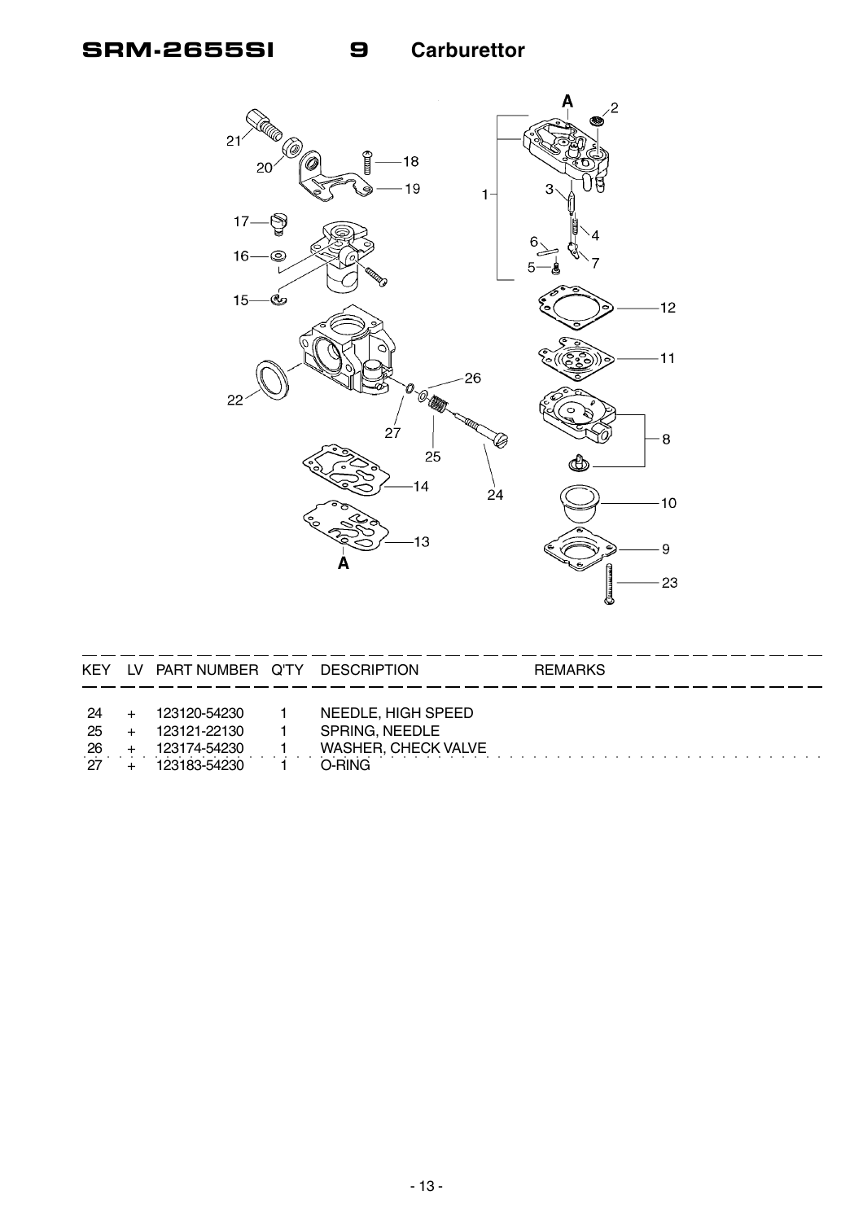# SRM-2655SI 9 Carburettor

| KEY | LV | PART NUMBER | Q'TY | DESCRIPTION | REMARKS |
|---|---|---|---|---|---|
| 24 | + | 123120-54230 | 1 | NEEDLE, HIGH SPEED | |
| 25 | + | 123121-22130 | 1 | SPRING, NEEDLE | |
| 26 | + | 123174-54230 | 1 | WASHER, CHECK VALVE | |
| 27 | + | 123183-54230 | 1 | O-RING | |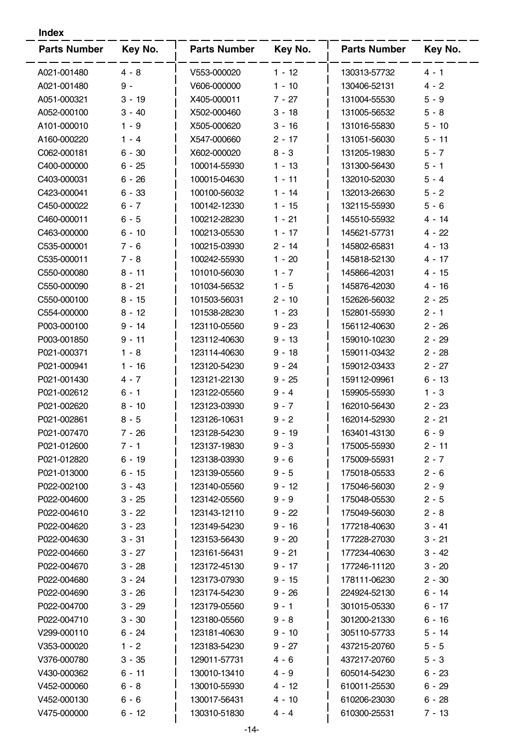**Index**

| Parts Number | Key No. | Parts Number | Key No. | Parts Number | Key No. |
|---|---|---|---|---|---|
| A021-001480 | 4 - 8 | V553-000020 | 1 - 12 | 130313-57732 | 4 - 1 |
| A021-001480 | 9 - | V606-000000 | 1 - 10 | 130406-52131 | 4 - 2 |
| A051-000321 | 3 - 19 | X405-000011 | 7 - 27 | 131004-55530 | 5 - 9 |
| A052-000100 | 3 - 40 | X502-000460 | 3 - 18 | 131005-56532 | 5 - 8 |
| A101-000010 | 1 - 9 | X505-000620 | 3 - 16 | 131016-55830 | 5 - 10 |
| A160-000220 | 1 - 4 | X547-000660 | 2 - 17 | 131051-56030 | 5 - 11 |
| C062-000181 | 6 - 30 | X602-000020 | 8 - 3 | 131205-19830 | 5 - 7 |
| C400-000000 | 6 - 25 | 100014-55930 | 1 - 13 | 131300-56430 | 5 - 1 |
| C403-000031 | 6 - 26 | 100015-04630 | 1 - 11 | 132010-52030 | 5 - 4 |
| C423-000041 | 6 - 33 | 100100-56032 | 1 - 14 | 132013-26630 | 5 - 2 |
| C450-000022 | 6 - 7 | 100142-12330 | 1 - 15 | 132115-55930 | 5 - 6 |
| C460-000011 | 6 - 5 | 100212-28230 | 1 - 21 | 145510-55932 | 4 - 14 |
| C463-000000 | 6 - 10 | 100213-05530 | 1 - 17 | 145621-57731 | 4 - 22 |
| C535-000001 | 7 - 6 | 100215-03930 | 2 - 14 | 145802-65831 | 4 - 13 |
| C535-000011 | 7 - 8 | 100242-55930 | 1 - 20 | 145818-52130 | 4 - 17 |
| C550-000080 | 8 - 11 | 101010-56030 | 1 - 7 | 145866-42031 | 4 - 15 |
| C550-000090 | 8 - 21 | 101034-56532 | 1 - 5 | 145876-42030 | 4 - 16 |
| C550-000100 | 8 - 15 | 101503-56031 | 2 - 10 | 152626-56032 | 2 - 25 |
| C554-000000 | 8 - 12 | 101538-28230 | 1 - 23 | 152801-55930 | 2 - 1 |
| P003-000100 | 9 - 14 | 123110-05560 | 9 - 23 | 156112-40630 | 2 - 26 |
| P003-001850 | 9 - 11 | 123112-40630 | 9 - 13 | 159010-10230 | 2 - 29 |
| P021-000371 | 1 - 8 | 123114-40630 | 9 - 18 | 159011-03432 | 2 - 28 |
| P021-000941 | 1 - 16 | 123120-54230 | 9 - 24 | 159012-03433 | 2 - 27 |
| P021-001430 | 4 - 7 | 123121-22130 | 9 - 25 | 159112-09961 | 6 - 13 |
| P021-002612 | 6 - 1 | 123122-05560 | 9 - 4 | 159905-55930 | 1 - 3 |
| P021-002620 | 8 - 10 | 123123-03930 | 9 - 7 | 162010-56430 | 2 - 23 |
| P021-002861 | 8 - 5 | 123126-10631 | 9 - 2 | 162014-52930 | 2 - 21 |
| P021-007470 | 7 - 26 | 123128-54230 | 9 - 19 | 163401-43130 | 6 - 9 |
| P021-012600 | 7 - 1 | 123137-19830 | 9 - 3 | 175005-55930 | 2 - 11 |
| P021-012820 | 6 - 19 | 123138-03930 | 9 - 6 | 175009-55931 | 2 - 7 |
| P021-013000 | 6 - 15 | 123139-05560 | 9 - 5 | 175018-05533 | 2 - 6 |
| P022-002100 | 3 - 43 | 123140-05560 | 9 - 12 | 175046-56030 | 2 - 9 |
| P022-004600 | 3 - 25 | 123142-05560 | 9 - 9 | 175048-05530 | 2 - 5 |
| P022-004610 | 3 - 22 | 123143-12110 | 9 - 22 | 175049-56030 | 2 - 8 |
| P022-004620 | 3 - 23 | 123149-54230 | 9 - 16 | 177218-40630 | 3 - 41 |
| P022-004630 | 3 - 31 | 123153-56430 | 9 - 20 | 177228-27030 | 3 - 21 |
| P022-004660 | 3 - 27 | 123161-56431 | 9 - 21 | 177234-40630 | 3 - 42 |
| P022-004670 | 3 - 28 | 123172-45130 | 9 - 17 | 177246-11120 | 3 - 20 |
| P022-004680 | 3 - 24 | 123173-07930 | 9 - 15 | 178111-06230 | 2 - 30 |
| P022-004690 | 3 - 26 | 123174-54230 | 9 - 26 | 224924-52130 | 6 - 14 |
| P022-004700 | 3 - 29 | 123179-05560 | 9 - 1 | 301015-05330 | 6 - 17 |
| P022-004710 | 3 - 30 | 123180-05560 | 9 - 8 | 301200-21330 | 6 - 16 |
| V299-000110 | 6 - 24 | 123181-40630 | 9 - 10 | 305110-57733 | 5 - 14 |
| V353-000020 | 1 - 2 | 123183-54230 | 9 - 27 | 437215-20760 | 5 - 5 |
| V376-000780 | 3 - 35 | 129011-57731 | 4 - 6 | 437217-20760 | 5 - 3 |
| V430-000362 | 6 - 11 | 130010-13410 | 4 - 9 | 605014-54230 | 6 - 23 |
| V452-000060 | 6 - 8 | 130010-55930 | 4 - 12 | 610011-25530 | 6 - 29 |
| V452-000130 | 6 - 6 | 130017-56431 | 4 - 10 | 610206-23030 | 6 - 28 |
| V475-000000 | 6 - 12 | 130310-51830 | 4 - 4 | 610300-25531 | 7 - 13 |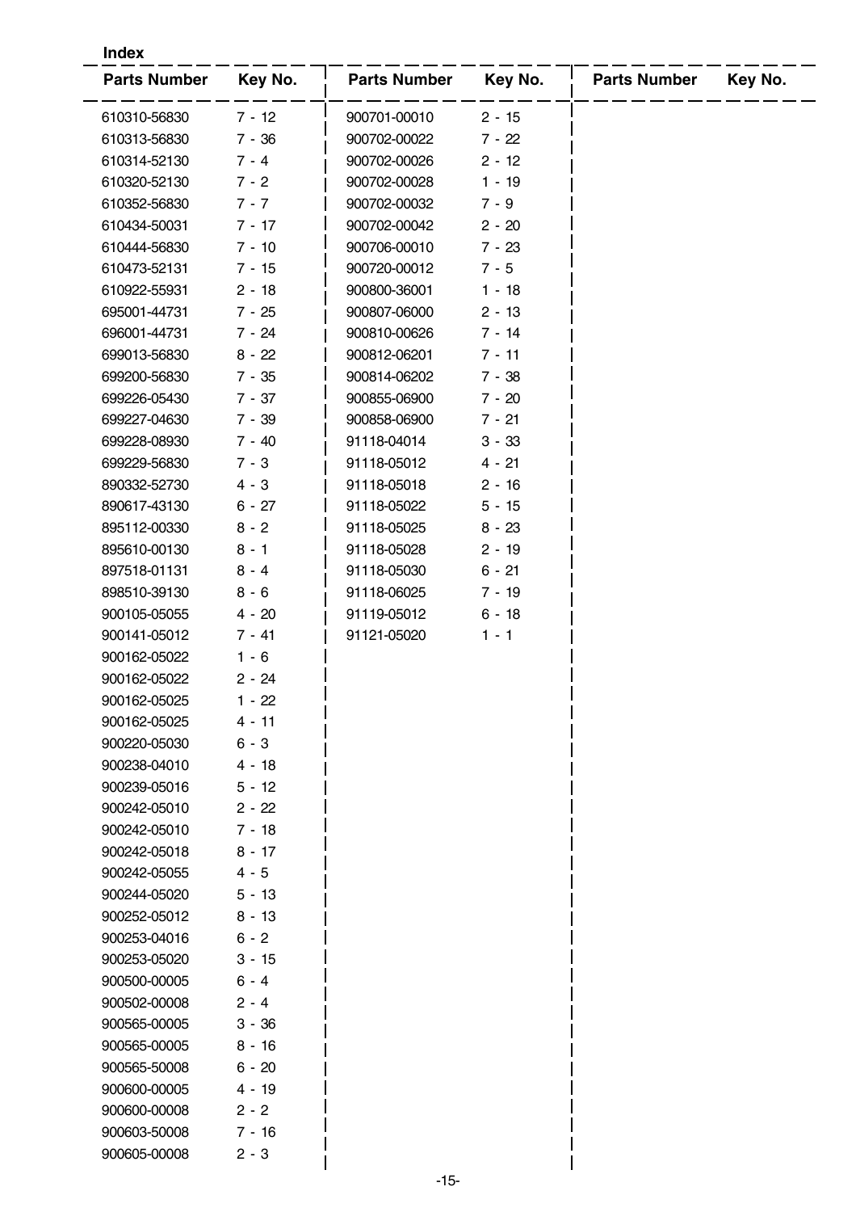**Index**

| Parts Number | Key No. | Parts Number | Key No. | Parts Number | Key No. |
|---|---|---|---|---|---|
| 610310-56830 | 7 - 12 | 900701-00010 | 2 - 15 | | |
| 610313-56830 | 7 - 36 | 900702-00022 | 7 - 22 | | |
| 610314-52130 | 7 - 4 | 900702-00026 | 2 - 12 | | |
| 610320-52130 | 7 - 2 | 900702-00028 | 1 - 19 | | |
| 610352-56830 | 7 - 7 | 900702-00032 | 7 - 9 | | |
| 610434-50031 | 7 - 17 | 900702-00042 | 2 - 20 | | |
| 610444-56830 | 7 - 10 | 900706-00010 | 7 - 23 | | |
| 610473-52131 | 7 - 15 | 900720-00012 | 7 - 5 | | |
| 610922-55931 | 2 - 18 | 900800-36001 | 1 - 18 | | |
| 695001-44731 | 7 - 25 | 900807-06000 | 2 - 13 | | |
| 696001-44731 | 7 - 24 | 900810-00626 | 7 - 14 | | |
| 699013-56830 | 8 - 22 | 900812-06201 | 7 - 11 | | |
| 699200-56830 | 7 - 35 | 900814-06202 | 7 - 38 | | |
| 699226-05430 | 7 - 37 | 900855-06900 | 7 - 20 | | |
| 699227-04630 | 7 - 39 | 900858-06900 | 7 - 21 | | |
| 699228-08930 | 7 - 40 | 91118-04014 | 3 - 33 | | |
| 699229-56830 | 7 - 3 | 91118-05012 | 4 - 21 | | |
| 890332-52730 | 4 - 3 | 91118-05018 | 2 - 16 | | |
| 890617-43130 | 6 - 27 | 91118-05022 | 5 - 15 | | |
| 895112-00330 | 8 - 2 | 91118-05025 | 8 - 23 | | |
| 895610-00130 | 8 - 1 | 91118-05028 | 2 - 19 | | |
| 897518-01131 | 8 - 4 | 91118-05030 | 6 - 21 | | |
| 898510-39130 | 8 - 6 | 91118-06025 | 7 - 19 | | |
| 900105-05055 | 4 - 20 | 91119-05012 | 6 - 18 | | |
| 900141-05012 | 7 - 41 | 91121-05020 | 1 - 1 | | |
| 900162-05022 | 1 - 6 | | | | |
| 900162-05022 | 2 - 24 | | | | |
| 900162-05025 | 1 - 22 | | | | |
| 900162-05025 | 4 - 11 | | | | |
| 900220-05030 | 6 - 3 | | | | |
| 900238-04010 | 4 - 18 | | | | |
| 900239-05016 | 5 - 12 | | | | |
| 900242-05010 | 2 - 22 | | | | |
| 900242-05010 | 7 - 18 | | | | |
| 900242-05018 | 8 - 17 | | | | |
| 900242-05055 | 4 - 5 | | | | |
| 900244-05020 | 5 - 13 | | | | |
| 900252-05012 | 8 - 13 | | | | |
| 900253-04016 | 6 - 2 | | | | |
| 900253-05020 | 3 - 15 | | | | |
| 900500-00005 | 6 - 4 | | | | |
| 900502-00008 | 2 - 4 | | | | |
| 900565-00005 | 3 - 36 | | | | |
| 900565-00005 | 8 - 16 | | | | |
| 900565-50008 | 6 - 20 | | | | |
| 900600-00005 | 4 - 19 | | | | |
| 900600-00008 | 2 - 2 | | | | |
| 900603-50008 | 7 - 16 | | | | |
| 900605-00008 | 2 - 3 | | | | |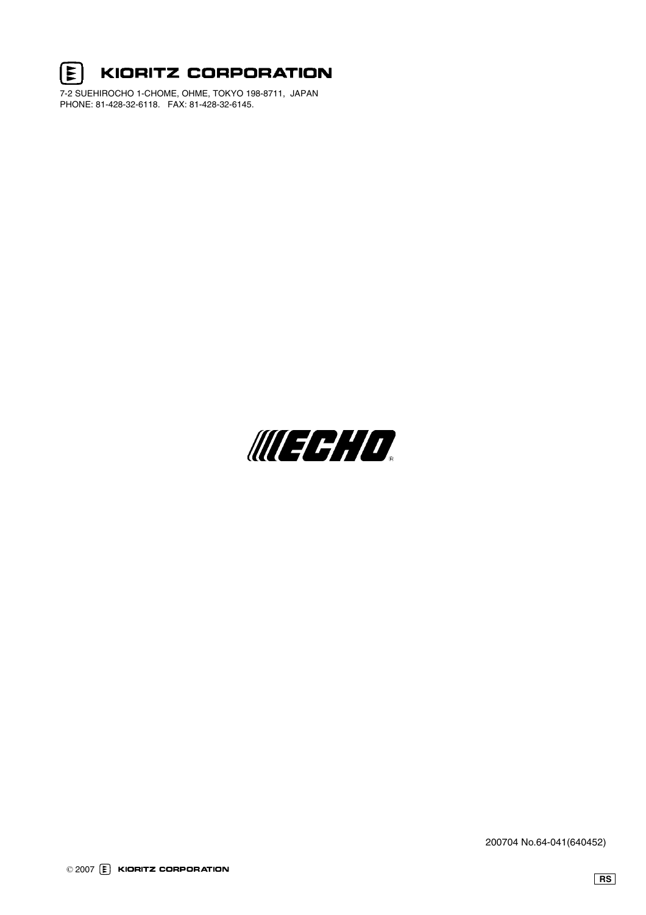KIORITZ CORPORATION

7-2 SUEHIROCHO 1-CHOME, OHME, TOKYO 198-8711, JAPAN
PHONE: 81-428-32-6118. FAX: 81-428-32-6145.

ECHO®

200704 No.64-041(640452)

© 2007 KIORITZ CORPORATION

RS